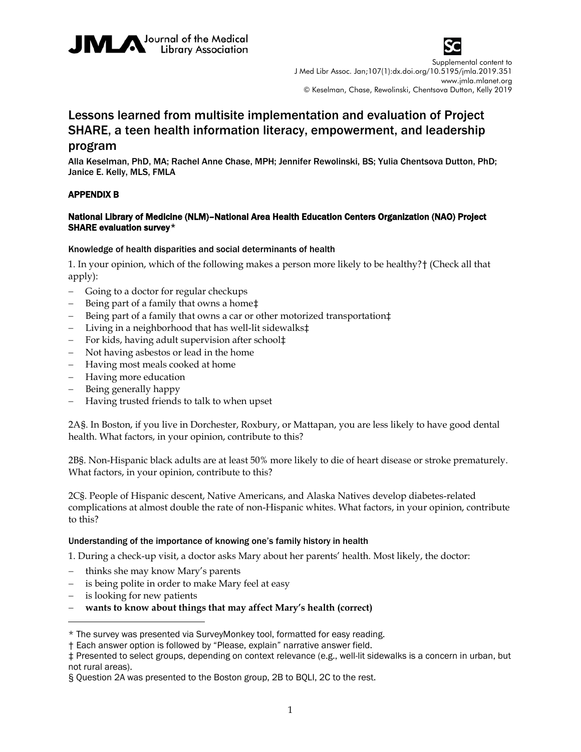Supplemental content to
J Med Libr Assoc. Jan;107(1):dx.doi.org/10.5195/jmla.2019.351
www.jmla.mlanet.org
© Keselman, Chase, Rewolinski, Chentsova Dutton, Kelly 2019

# Lessons learned from multisite implementation and evaluation of Project SHARE, a teen health information literacy, empowerment, and leadership program

**Alla Keselman, PhD, MA; Rachel Anne Chase, MPH; Jennifer Rewolinski, BS; Yulia Chentsova Dutton, PhD; Janice E. Kelly, MLS, FMLA**

## APPENDIX B

### National Library of Medicine (NLM)–National Area Health Education Centers Organization (NAO) Project SHARE evaluation survey*

#### Knowledge of health disparities and social determinants of health

1. In your opinion, which of the following makes a person more likely to be healthy?† (Check all that apply):

- Going to a doctor for regular checkups
- Being part of a family that owns a home‡
- Being part of a family that owns a car or other motorized transportation‡
- Living in a neighborhood that has well-lit sidewalks‡
- For kids, having adult supervision after school‡
- Not having asbestos or lead in the home
- Having most meals cooked at home
- Having more education
- Being generally happy
- Having trusted friends to talk to when upset

2A§. In Boston, if you live in Dorchester, Roxbury, or Mattapan, you are less likely to have good dental health. What factors, in your opinion, contribute to this?

2B§. Non-Hispanic black adults are at least 50% more likely to die of heart disease or stroke prematurely. What factors, in your opinion, contribute to this?

2C§. People of Hispanic descent, Native Americans, and Alaska Natives develop diabetes-related complications at almost double the rate of non-Hispanic whites. What factors, in your opinion, contribute to this?

#### Understanding of the importance of knowing one's family history in health

1. During a check-up visit, a doctor asks Mary about her parents' health. Most likely, the doctor:

- thinks she may know Mary's parents
- is being polite in order to make Mary feel at easy
- is looking for new patients
- **wants to know about things that may affect Mary's health (correct)**

---

\* The survey was presented via SurveyMonkey tool, formatted for easy reading.

† Each answer option is followed by "Please, explain" narrative answer field.

‡ Presented to select groups, depending on context relevance (e.g., well-lit sidewalks is a concern in urban, but not rural areas).

§ Question 2A was presented to the Boston group, 2B to BQLI, 2C to the rest.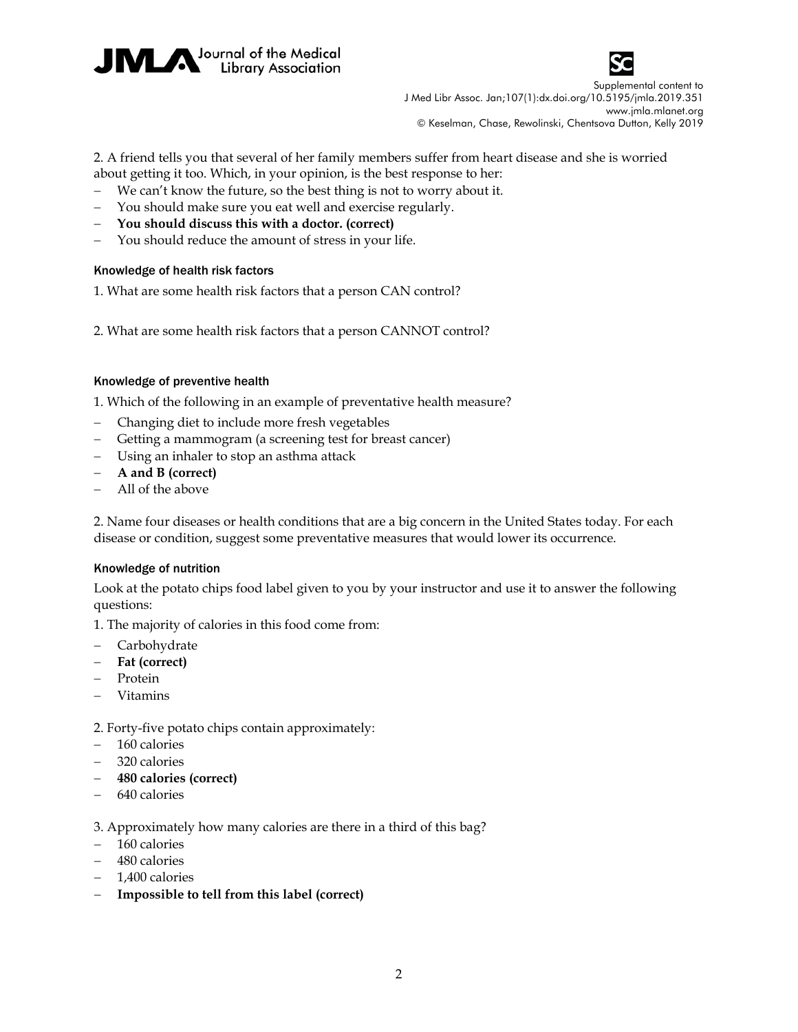2. A friend tells you that several of her family members suffer from heart disease and she is worried about getting it too. Which, in your opinion, is the best response to her:

- We can't know the future, so the best thing is not to worry about it.
- You should make sure you eat well and exercise regularly.
- **You should discuss this with a doctor. (correct)**
- You should reduce the amount of stress in your life.

#### Knowledge of health risk factors

1. What are some health risk factors that a person CAN control?

2. What are some health risk factors that a person CANNOT control?

#### Knowledge of preventive health

1. Which of the following in an example of preventative health measure?

- Changing diet to include more fresh vegetables
- Getting a mammogram (a screening test for breast cancer)
- Using an inhaler to stop an asthma attack
- **A and B (correct)**
- All of the above

2. Name four diseases or health conditions that are a big concern in the United States today. For each disease or condition, suggest some preventative measures that would lower its occurrence.

#### Knowledge of nutrition

Look at the potato chips food label given to you by your instructor and use it to answer the following questions:

1. The majority of calories in this food come from:

- Carbohydrate
- **Fat (correct)**
- Protein
- Vitamins

2. Forty-five potato chips contain approximately:

- 160 calories
- 320 calories
- **480 calories (correct)**
- 640 calories

3. Approximately how many calories are there in a third of this bag?

- 160 calories
- 480 calories
- 1,400 calories
- **Impossible to tell from this label (correct)**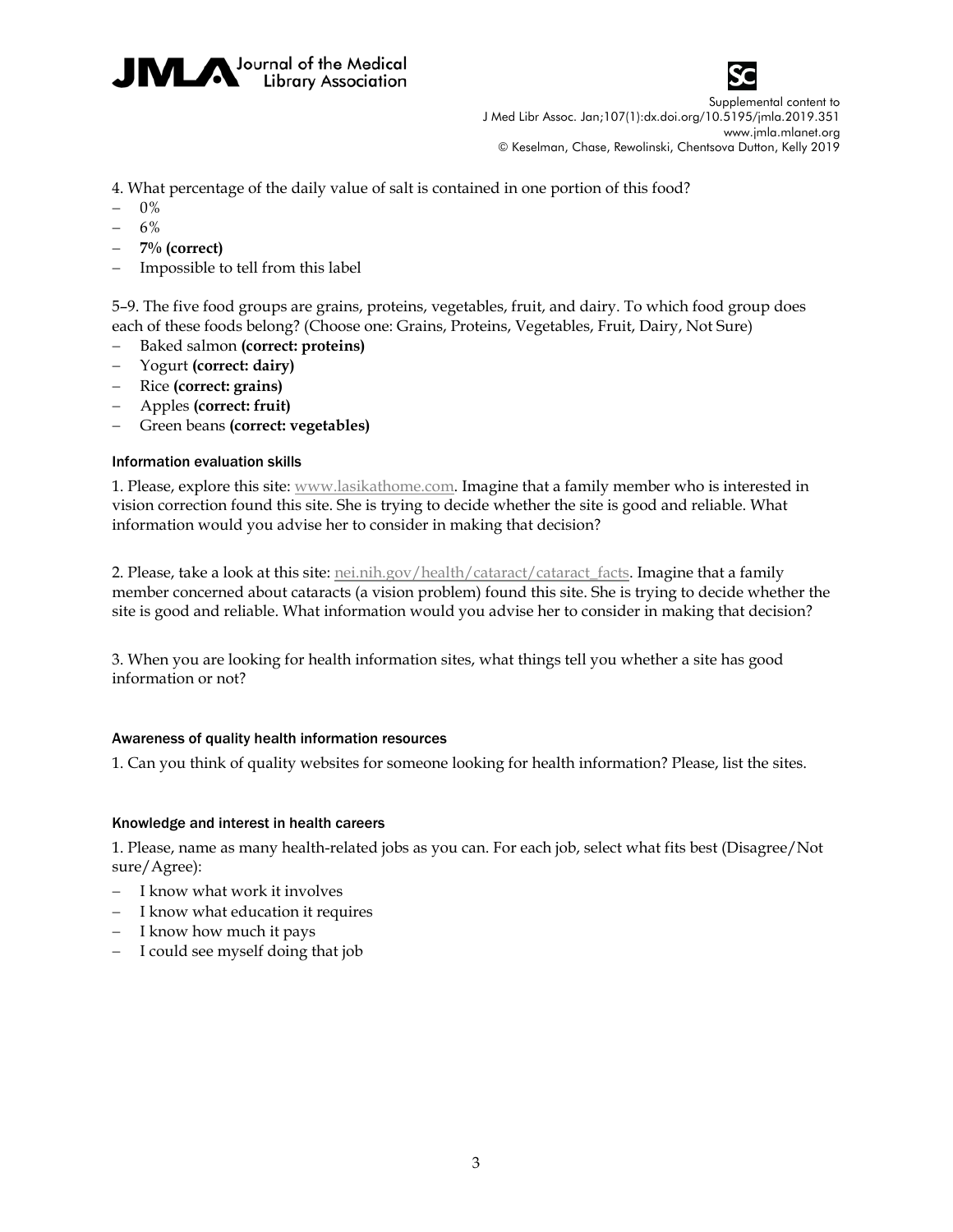4. What percentage of the daily value of salt is contained in one portion of this food?

- 0%
- 6%
- **7% (correct)**
- Impossible to tell from this label

5–9. The five food groups are grains, proteins, vegetables, fruit, and dairy. To which food group does each of these foods belong? (Choose one: Grains, Proteins, Vegetables, Fruit, Dairy, Not Sure)

- Baked salmon **(correct: proteins)**
- Yogurt **(correct: dairy)**
- Rice **(correct: grains)**
- Apples **(correct: fruit)**
- Green beans **(correct: vegetables)**

#### Information evaluation skills

1. Please, explore this site: www.lasikathome.com. Imagine that a family member who is interested in vision correction found this site. She is trying to decide whether the site is good and reliable. What information would you advise her to consider in making that decision?

2. Please, take a look at this site: nei.nih.gov/health/cataract/cataract_facts. Imagine that a family member concerned about cataracts (a vision problem) found this site. She is trying to decide whether the site is good and reliable. What information would you advise her to consider in making that decision?

3. When you are looking for health information sites, what things tell you whether a site has good information or not?

#### Awareness of quality health information resources

1. Can you think of quality websites for someone looking for health information? Please, list the sites.

#### Knowledge and interest in health careers

1. Please, name as many health-related jobs as you can. For each job, select what fits best (Disagree/Not sure/Agree):

- I know what work it involves
- I know what education it requires
- I know how much it pays
- I could see myself doing that job